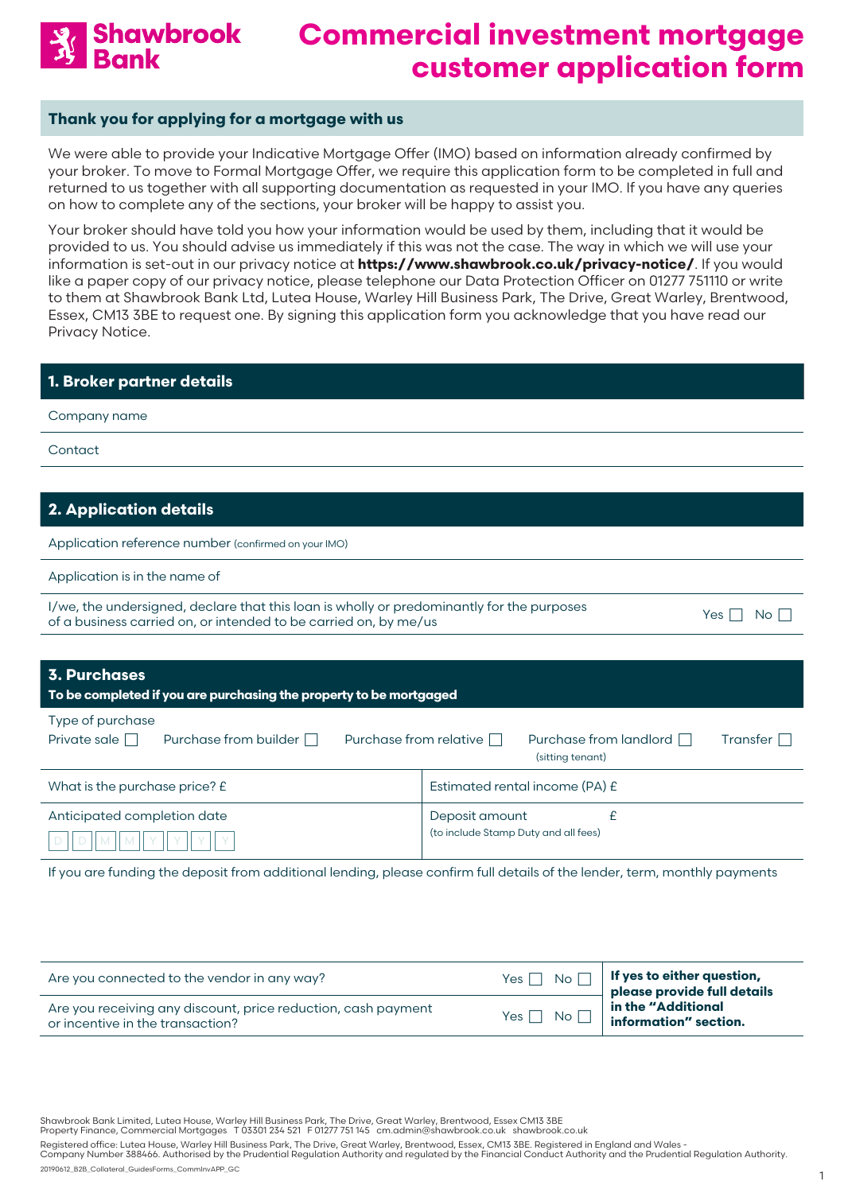# Shawbrook Bank

# Commercial investment mortgage customer application form

## Thank you for applying for a mortgage with us

We were able to provide your Indicative Mortgage Offer (IMO) based on information already confirmed by your broker. To move to Formal Mortgage Offer, we require this application form to be completed in full and returned to us together with all supporting documentation as requested in your IMO. If you have any queries on how to complete any of the sections, your broker will be happy to assist you.

Your broker should have told you how your information would be used by them, including that it would be provided to us. You should advise us immediately if this was not the case. The way in which we will use your information is set-out in our privacy notice at **https://www.shawbrook.co.uk/privacy-notice/**. If you would like a paper copy of our privacy notice, please telephone our Data Protection Officer on 01277 751110 or write to them at Shawbrook Bank Ltd, Lutea House, Warley Hill Business Park, The Drive, Great Warley, Brentwood, Essex, CM13 3BE to request one. By signing this application form you acknowledge that you have read our Privacy Notice.

## 1. Broker partner details

| | |
|---|---|
| Company name | |
| Contact | |

## 2. Application details

| | |
|---|---|
| Application reference number (confirmed on your IMO) | |
| Application is in the name of | |
| I/we, the undersigned, declare that this loan is wholly or predominantly for the purposes of a business carried on, or intended to be carried on, by me/us | Yes ☐ No ☐ |

## 3. Purchases

**To be completed if you are purchasing the property to be mortgaged**

Type of purchase

Private sale ☐ Purchase from builder ☐ Purchase from relative ☐ Purchase from landlord (sitting tenant) ☐ Transfer ☐

| | |
|---|---|
| What is the purchase price? £ | Estimated rental income (PA) £ |
| Anticipated completion date D D M M Y Y Y Y | Deposit amount (to include Stamp Duty and all fees) £ |

If you are funding the deposit from additional lending, please confirm full details of the lender, term, monthly payments

| | | |
|---|---|---|
| Are you connected to the vendor in any way? | Yes ☐ No ☐ | **If yes to either question, please provide full details in the "Additional information" section.** |
| Are you receiving any discount, price reduction, cash payment or incentive in the transaction? | Yes ☐ No ☐ | |

Shawbrook Bank Limited, Lutea House, Warley Hill Business Park, The Drive, Great Warley, Brentwood, Essex CM13 3BE
Property Finance, Commercial Mortgages T 03301 234 521 F 01277 751 145 cm.admin@shawbrook.co.uk shawbrook.co.uk

Registered office: Lutea House, Warley Hill Business Park, The Drive, Great Warley, Brentwood, Essex, CM13 3BE. Registered in England and Wales - Company Number 388466. Authorised by the Prudential Regulation Authority and regulated by the Financial Conduct Authority and the Prudential Regulation Authority.

20190612_B2B_Collateral_GuidesForms_CommInvAPP_GC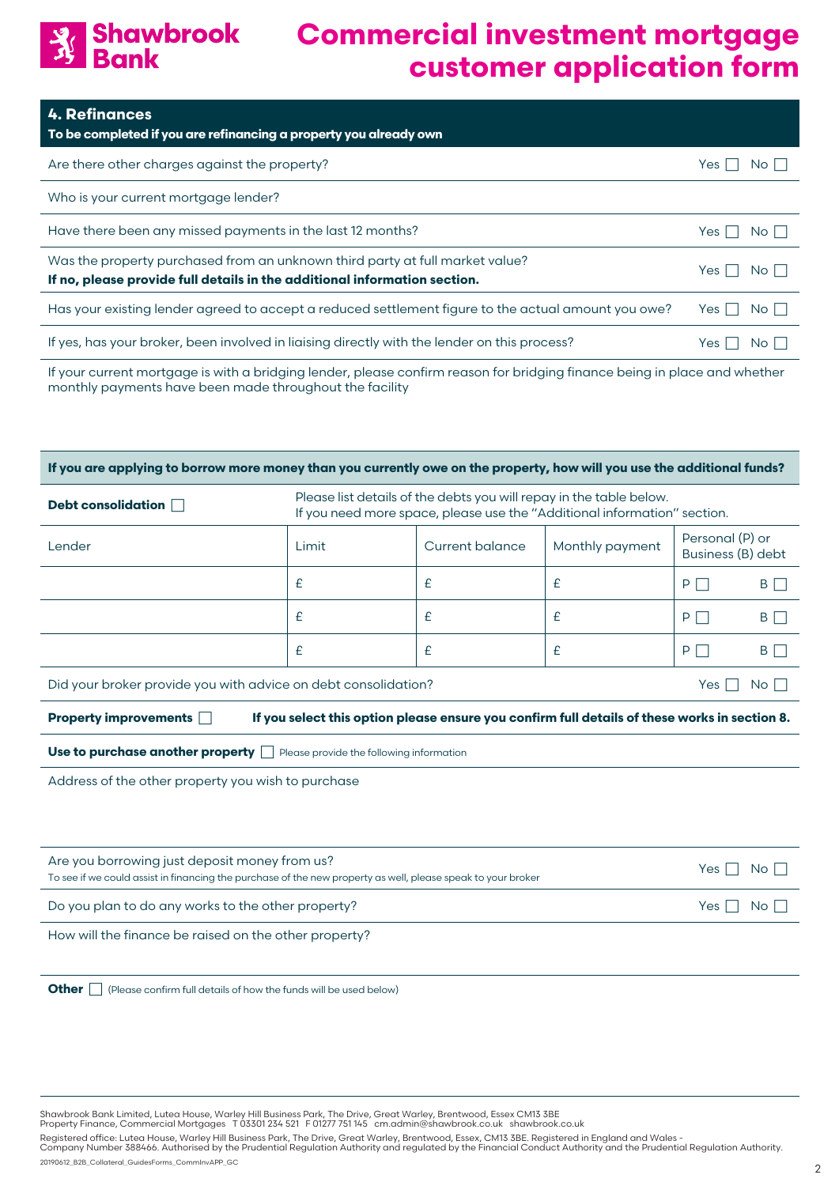# Commercial investment mortgage customer application form

## 4. Refinances

**To be completed if you are refinancing a property you already own**

| Question | Answer |
|---|---|
| Are there other charges against the property? | Yes ☐ No ☐ |
| Who is your current mortgage lender? | |
| Have there been any missed payments in the last 12 months? | Yes ☐ No ☐ |
| Was the property purchased from an unknown third party at full market value? **If no, please provide full details in the additional information section.** | Yes ☐ No ☐ |
| Has your existing lender agreed to accept a reduced settlement figure to the actual amount you owe? | Yes ☐ No ☐ |
| If yes, has your broker, been involved in liaising directly with the lender on this process? | Yes ☐ No ☐ |

If your current mortgage is with a bridging lender, please confirm reason for bridging finance being in place and whether monthly payments have been made throughout the facility

**If you are applying to borrow more money than you currently owe on the property, how will you use the additional funds?**

**Debt consolidation** ☐ Please list details of the debts you will repay in the table below. If you need more space, please use the "Additional information" section.

| Lender | Limit | Current balance | Monthly payment | Personal (P) or Business (B) debt |
|---|---|---|---|---|
| | £ | £ | £ | P ☐ B ☐ |
| | £ | £ | £ | P ☐ B ☐ |
| | £ | £ | £ | P ☐ B ☐ |

Did your broker provide you with advice on debt consolidation? Yes ☐ No ☐

**Property improvements** ☐ **If you select this option please ensure you confirm full details of these works in section 8.**

**Use to purchase another property** ☐ Please provide the following information

Address of the other property you wish to purchase

| Question | Answer |
|---|---|
| Are you borrowing just deposit money from us? To see if we could assist in financing the purchase of the new property as well, please speak to your broker | Yes ☐ No ☐ |
| Do you plan to do any works to the other property? | Yes ☐ No ☐ |

How will the finance be raised on the other property?

**Other** ☐ (Please confirm full details of how the funds will be used below)

Shawbrook Bank Limited, Lutea House, Warley Hill Business Park, The Drive, Great Warley, Brentwood, Essex CM13 3BE
Property Finance, Commercial Mortgages T 03301 234 521 F 01277 751 145 cm.admin@shawbrook.co.uk shawbrook.co.uk

Registered office: Lutea House, Warley Hill Business Park, The Drive, Great Warley, Brentwood, Essex, CM13 3BE. Registered in England and Wales - Company Number 388466. Authorised by the Prudential Regulation Authority and regulated by the Financial Conduct Authority and the Prudential Regulation Authority.

20190612_B2B_Collateral_GuidesForms_CommInvAPP_GC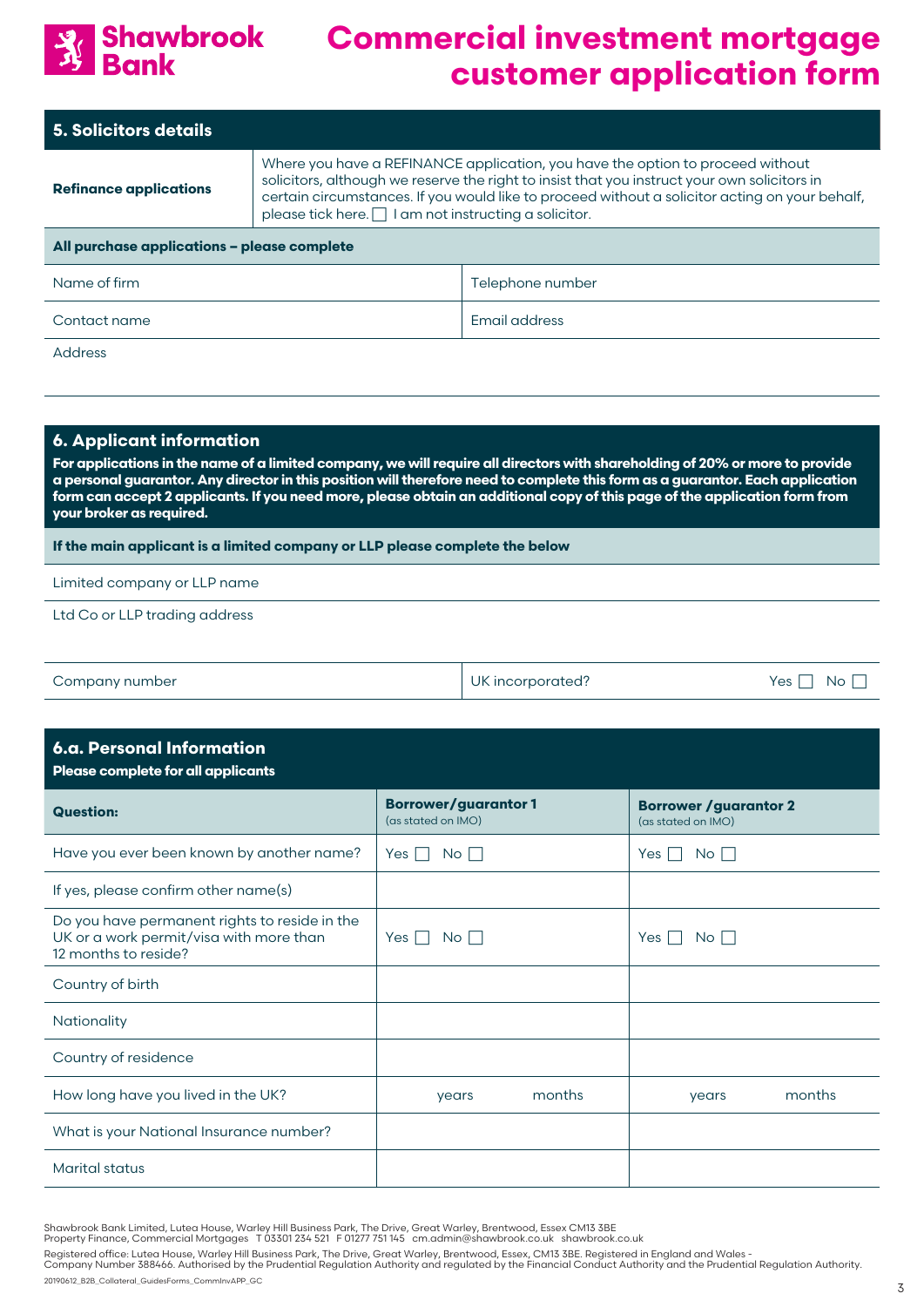# Shawbrook Bank

# Commercial investment mortgage customer application form

## 5. Solicitors details

| **Refinance applications** | Where you have a REFINANCE application, you have the option to proceed without solicitors, although we reserve the right to insist that you instruct your own solicitors in certain circumstances. If you would like to proceed without a solicitor acting on your behalf, please tick here. ☐ I am not instructing a solicitor. |
|---|---|

**All purchase applications – please complete**

| Name of firm | Telephone number |
|---|---|
| Contact name | Email address |

Address

## 6. Applicant information

**For applications in the name of a limited company, we will require all directors with shareholding of 20% or more to provide a personal guarantor. Any director in this position will therefore need to complete this form as a guarantor. Each application form can accept 2 applicants. If you need more, please obtain an additional copy of this page of the application form from your broker as required.**

**If the main applicant is a limited company or LLP please complete the below**

Limited company or LLP name

Ltd Co or LLP trading address

| Company number | UK incorporated? Yes ☐ No ☐ |
|---|---|

## 6.a. Personal Information

**Please complete for all applicants**

| **Question:** | **Borrower/guarantor 1** (as stated on IMO) | **Borrower /guarantor 2** (as stated on IMO) |
|---|---|---|
| Have you ever been known by another name? | Yes ☐ No ☐ | Yes ☐ No ☐ |
| If yes, please confirm other name(s) | | |
| Do you have permanent rights to reside in the UK or a work permit/visa with more than 12 months to reside? | Yes ☐ No ☐ | Yes ☐ No ☐ |
| Country of birth | | |
| Nationality | | |
| Country of residence | | |
| How long have you lived in the UK? | years months | years months |
| What is your National Insurance number? | | |
| Marital status | | |

Shawbrook Bank Limited, Lutea House, Warley Hill Business Park, The Drive, Great Warley, Brentwood, Essex CM13 3BE
Property Finance, Commercial Mortgages T 03301 234 521 F 01277 751 145 cm.admin@shawbrook.co.uk shawbrook.co.uk

Registered office: Lutea House, Warley Hill Business Park, The Drive, Great Warley, Brentwood, Essex, CM13 3BE. Registered in England and Wales - Company Number 388466. Authorised by the Prudential Regulation Authority and regulated by the Financial Conduct Authority and the Prudential Regulation Authority.

20190612_B2B_Collateral_GuidesForms_CommInvAPP_GC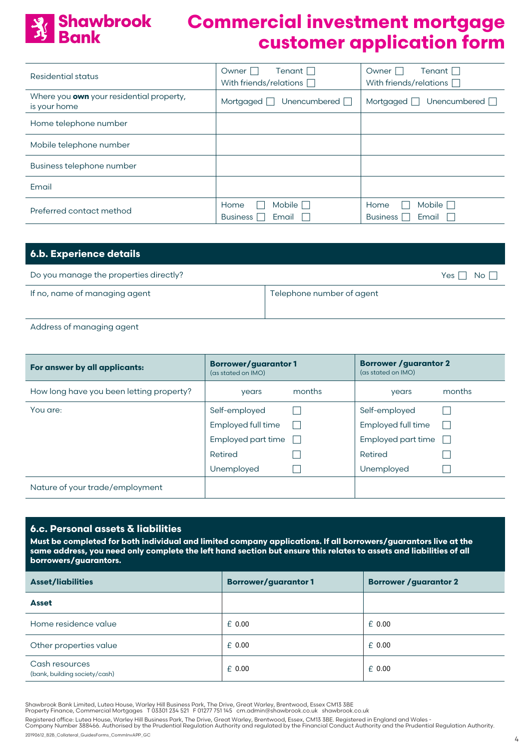# Shawbrook Bank

# Commercial investment mortgage customer application form

| | | |
|---|---|---|
| Residential status | Owner ☐ Tenant ☐ With friends/relations ☐ | Owner ☐ Tenant ☐ With friends/relations ☐ |
| Where you **own** your residential property, is your home | Mortgaged ☐ Unencumbered ☐ | Mortgaged ☐ Unencumbered ☐ |
| Home telephone number | | |
| Mobile telephone number | | |
| Business telephone number | | |
| Email | | |
| Preferred contact method | Home ☐ Mobile ☐ Business ☐ Email ☐ | Home ☐ Mobile ☐ Business ☐ Email ☐ |

## 6.b. Experience details

| | |
|---|---|
| Do you manage the properties directly? | Yes ☐ No ☐ |
| If no, name of managing agent | Telephone number of agent |
| Address of managing agent | |

| For answer by all applicants: | Borrower/guarantor 1 (as stated on IMO) | Borrower /guarantor 2 (as stated on IMO) |
|---|---|---|
| How long have you been letting property? | years months | years months |
| You are: | Self-employed ☐<br>Employed full time ☐<br>Employed part time ☐<br>Retired ☐<br>Unemployed ☐ | Self-employed ☐<br>Employed full time ☐<br>Employed part time ☐<br>Retired ☐<br>Unemployed ☐ |
| Nature of your trade/employment | | |

## 6.c. Personal assets & liabilities

**Must be completed for both individual and limited company applications. If all borrowers/guarantors live at the same address, you need only complete the left hand section but ensure this relates to assets and liabilities of all borrowers/guarantors.**

| Asset/liabilities | Borrower/guarantor 1 | Borrower /guarantor 2 |
|---|---|---|
| **Asset** | | |
| Home residence value | £ 0.00 | £ 0.00 |
| Other properties value | £ 0.00 | £ 0.00 |
| Cash resources (bank, building society/cash) | £ 0.00 | £ 0.00 |

Shawbrook Bank Limited, Lutea House, Warley Hill Business Park, The Drive, Great Warley, Brentwood, Essex CM13 3BE
Property Finance, Commercial Mortgages T 03301 234 521 F 01277 751 145 cm.admin@shawbrook.co.uk shawbrook.co.uk

Registered office: Lutea House, Warley Hill Business Park, The Drive, Great Warley, Brentwood, Essex, CM13 3BE. Registered in England and Wales - Company Number 388466. Authorised by the Prudential Regulation Authority and regulated by the Financial Conduct Authority and the Prudential Regulation Authority.

20190612_B2B_Collateral_GuidesForms_CommInvAPP_GC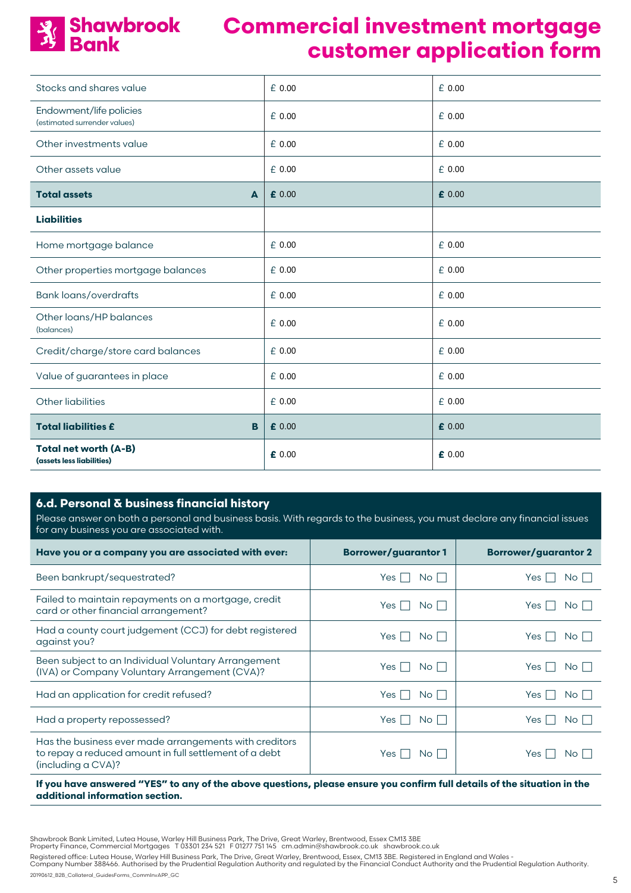# Commercial investment mortgage customer application form

| | | |
|---|---|---|
| Stocks and shares value | £ 0.00 | £ 0.00 |
| Endowment/life policies (estimated surrender values) | £ 0.00 | £ 0.00 |
| Other investments value | £ 0.00 | £ 0.00 |
| Other assets value | £ 0.00 | £ 0.00 |
| **Total assets** **A** | **£** 0.00 | **£** 0.00 |
| **Liabilities** | | |
| Home mortgage balance | £ 0.00 | £ 0.00 |
| Other properties mortgage balances | £ 0.00 | £ 0.00 |
| Bank loans/overdrafts | £ 0.00 | £ 0.00 |
| Other loans/HP balances (balances) | £ 0.00 | £ 0.00 |
| Credit/charge/store card balances | £ 0.00 | £ 0.00 |
| Value of guarantees in place | £ 0.00 | £ 0.00 |
| Other liabilities | £ 0.00 | £ 0.00 |
| **Total liabilities £** **B** | **£** 0.00 | **£** 0.00 |
| **Total net worth (A-B)** **(assets less liabilities)** | **£** 0.00 | **£** 0.00 |

## 6.d. Personal & business financial history

Please answer on both a personal and business basis. With regards to the business, you must declare any financial issues for any business you are associated with.

| Have you or a company you are associated with ever: | Borrower/guarantor 1 | Borrower/guarantor 2 |
|---|---|---|
| Been bankrupt/sequestrated? | Yes ☐ No ☐ | Yes ☐ No ☐ |
| Failed to maintain repayments on a mortgage, credit card or other financial arrangement? | Yes ☐ No ☐ | Yes ☐ No ☐ |
| Had a county court judgement (CCJ) for debt registered against you? | Yes ☐ No ☐ | Yes ☐ No ☐ |
| Been subject to an Individual Voluntary Arrangement (IVA) or Company Voluntary Arrangement (CVA)? | Yes ☐ No ☐ | Yes ☐ No ☐ |
| Had an application for credit refused? | Yes ☐ No ☐ | Yes ☐ No ☐ |
| Had a property repossessed? | Yes ☐ No ☐ | Yes ☐ No ☐ |
| Has the business ever made arrangements with creditors to repay a reduced amount in full settlement of a debt (including a CVA)? | Yes ☐ No ☐ | Yes ☐ No ☐ |

**If you have answered "YES" to any of the above questions, please ensure you confirm full details of the situation in the additional information section.**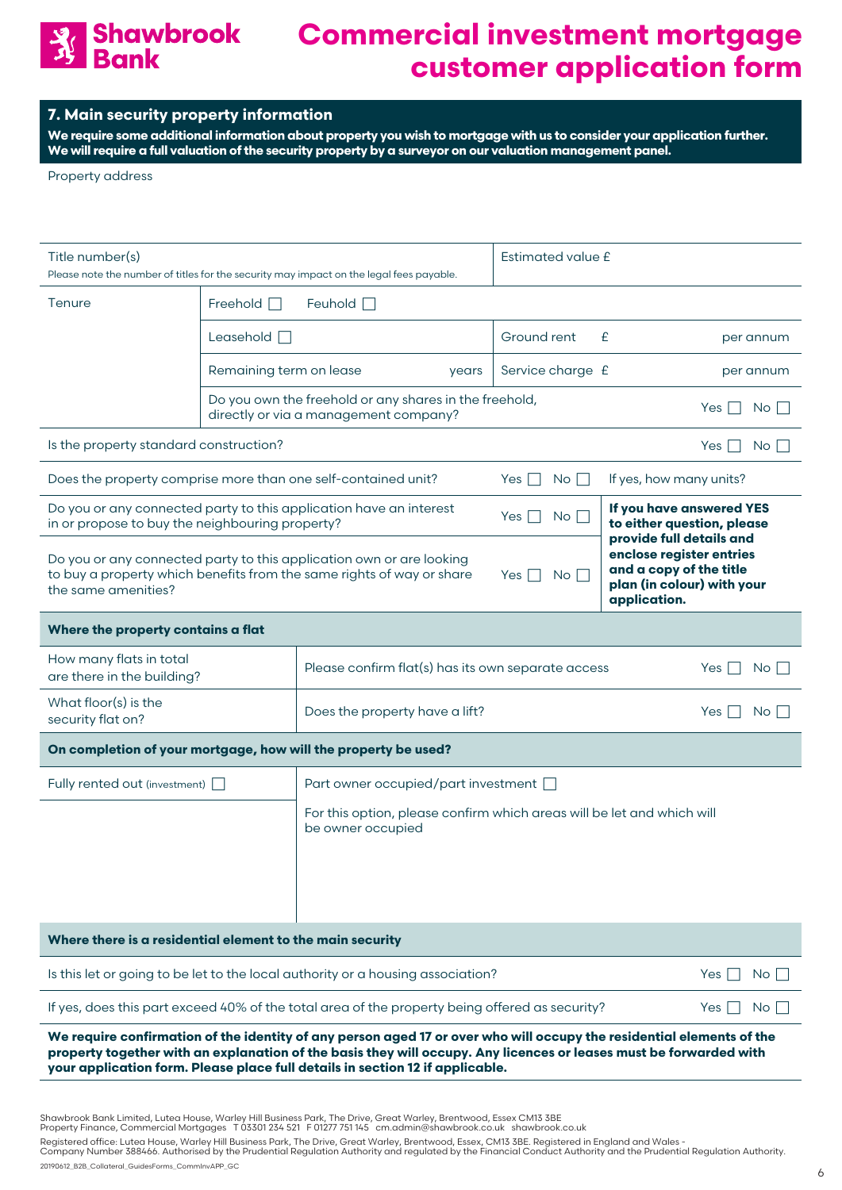# Commercial investment mortgage customer application form

## 7. Main security property information

**We require some additional information about property you wish to mortgage with us to consider your application further. We will require a full valuation of the security property by a surveyor on our valuation management panel.**

Property address

| | | |
|---|---|---|
| Title number(s)<br>Please note the number of titles for the security may impact on the legal fees payable. | | Estimated value £ |
| Tenure | Freehold ☐ Feuhold ☐ | |
| | Leasehold ☐ | Ground rent £ per annum |
| | Remaining term on lease years | Service charge £ per annum |
| | Do you own the freehold or any shares in the freehold, directly or via a management company? | Yes ☐ No ☐ |
| Is the property standard construction? | | Yes ☐ No ☐ |

| | | |
|---|---|---|
| Does the property comprise more than one self-contained unit? | Yes ☐ No ☐ | If yes, how many units? |
| Do you or any connected party to this application have an interest in or propose to buy the neighbouring property? | Yes ☐ No ☐ | **If you have answered YES to either question, please provide full details and enclose register entries and a copy of the title plan (in colour) with your application.** |
| Do you or any connected party to this application own or are looking to buy a property which benefits from the same rights of way or share the same amenities? | Yes ☐ No ☐ | |

**Where the property contains a flat**

| | | |
|---|---|---|
| How many flats in total are there in the building? | Please confirm flat(s) has its own separate access | Yes ☐ No ☐ |
| What floor(s) is the security flat on? | Does the property have a lift? | Yes ☐ No ☐ |

**On completion of your mortgage, how will the property be used?**

| | |
|---|---|
| Fully rented out (investment) ☐ | Part owner occupied/part investment ☐ |
| | For this option, please confirm which areas will be let and which will be owner occupied |

**Where there is a residential element to the main security**

| | |
|---|---|
| Is this let or going to be let to the local authority or a housing association? | Yes ☐ No ☐ |
| If yes, does this part exceed 40% of the total area of the property being offered as security? | Yes ☐ No ☐ |

**We require confirmation of the identity of any person aged 17 or over who will occupy the residential elements of the property together with an explanation of the basis they will occupy. Any licences or leases must be forwarded with your application form. Please place full details in section 12 if applicable.**

Shawbrook Bank Limited, Lutea House, Warley Hill Business Park, The Drive, Great Warley, Brentwood, Essex CM13 3BE
Property Finance, Commercial Mortgages T 03301 234 521 F 01277 751 145 cm.admin@shawbrook.co.uk shawbrook.co.uk

Registered office: Lutea House, Warley Hill Business Park, The Drive, Great Warley, Brentwood, Essex, CM13 3BE. Registered in England and Wales - Company Number 388466. Authorised by the Prudential Regulation Authority and regulated by the Financial Conduct Authority and the Prudential Regulation Authority.

20190612_B2B_Collateral_GuidesForms_CommInvAPP_GC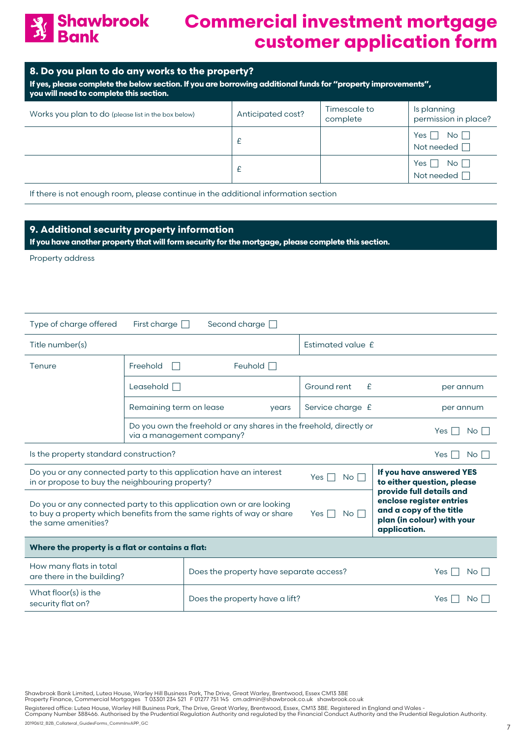## 8. Do you plan to do any works to the property?

**If yes, please complete the below section. If you are borrowing additional funds for "property improvements", you will need to complete this section.**

| Works you plan to do (please list in the box below) | Anticipated cost? | Timescale to complete | Is planning permission in place? |
|---|---|---|---|
| | £ | | Yes ☐ No ☐ Not needed ☐ |
| | £ | | Yes ☐ No ☐ Not needed ☐ |

If there is not enough room, please continue in the additional information section

## 9. Additional security property information

**If you have another property that will form security for the mortgage, please complete this section.**

Property address

| | | | |
|---|---|---|---|
| Type of charge offered | First charge ☐ Second charge ☐ | | |
| Title number(s) | | Estimated value £ | |
| Tenure | Freehold ☐ Feuhold ☐ | | |
| | Leasehold ☐ | Ground rent £ | per annum |
| | Remaining term on lease years | Service charge £ | per annum |
| | Do you own the freehold or any shares in the freehold, directly or via a management company? | | Yes ☐ No ☐ |
| Is the property standard construction? | | | Yes ☐ No ☐ |

| | | |
|---|---|---|
| Do you or any connected party to this application have an interest in or propose to buy the neighbouring property? | Yes ☐ No ☐ | **If you have answered YES to either question, please provide full details and enclose register entries and a copy of the title plan (in colour) with your application.** |
| Do you or any connected party to this application own or are looking to buy a property which benefits from the same rights of way or share the same amenities? | Yes ☐ No ☐ | |

**Where the property is a flat or contains a flat:**

| | | |
|---|---|---|
| How many flats in total are there in the building? | Does the property have separate access? | Yes ☐ No ☐ |
| What floor(s) is the security flat on? | Does the property have a lift? | Yes ☐ No ☐ |

Shawbrook Bank Limited, Lutea House, Warley Hill Business Park, The Drive, Great Warley, Brentwood, Essex CM13 3BE
Property Finance, Commercial Mortgages T 03301 234 521 F 01277 751 145 cm.admin@shawbrook.co.uk shawbrook.co.uk

Registered office: Lutea House, Warley Hill Business Park, The Drive, Great Warley, Brentwood, Essex, CM13 3BE. Registered in England and Wales - Company Number 388466. Authorised by the Prudential Regulation Authority and regulated by the Financial Conduct Authority and the Prudential Regulation Authority.

20190612_B2B_Collateral_GuidesForms_CommInvAPP_GC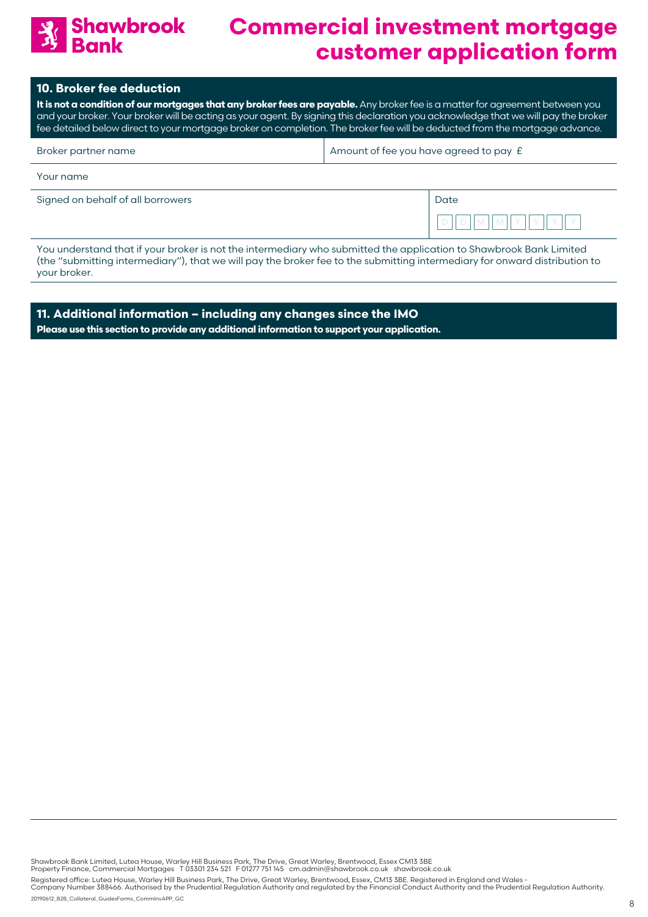# Commercial investment mortgage customer application form

## 10. Broker fee deduction

**It is not a condition of our mortgages that any broker fees are payable.** Any broker fee is a matter for agreement between you and your broker. Your broker will be acting as your agent. By signing this declaration you acknowledge that we will pay the broker fee detailed below direct to your mortgage broker on completion. The broker fee will be deducted from the mortgage advance.

| Broker partner name | Amount of fee you have agreed to pay £ |
| --- | --- |
| Your name | |
| Signed on behalf of all borrowers | Date D D M M Y Y Y Y |

You understand that if your broker is not the intermediary who submitted the application to Shawbrook Bank Limited (the "submitting intermediary"), that we will pay the broker fee to the submitting intermediary for onward distribution to your broker.

## 11. Additional information – including any changes since the IMO

**Please use this section to provide any additional information to support your application.**

Shawbrook Bank Limited, Lutea House, Warley Hill Business Park, The Drive, Great Warley, Brentwood, Essex CM13 3BE
Property Finance, Commercial Mortgages T 03301 234 521 F 01277 751 145 cm.admin@shawbrook.co.uk shawbrook.co.uk

Registered office: Lutea House, Warley Hill Business Park, The Drive, Great Warley, Brentwood, Essex, CM13 3BE. Registered in England and Wales - Company Number 388466. Authorised by the Prudential Regulation Authority and regulated by the Financial Conduct Authority and the Prudential Regulation Authority.

20190612_B2B_Collateral_GuidesForms_CommInvAPP_GC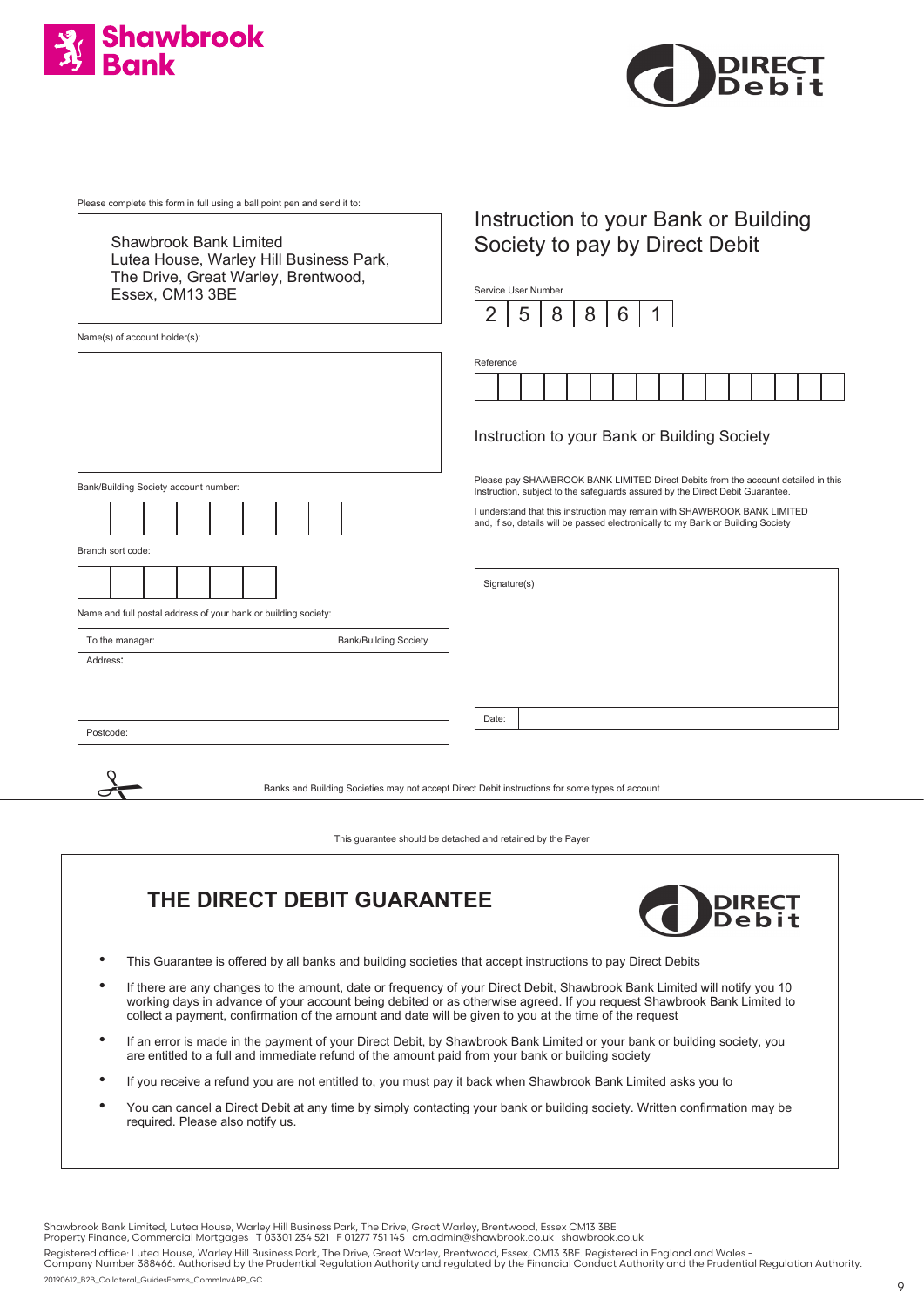Shawbrook Bank

DIRECT Debit

Please complete this form in full using a ball point pen and send it to:

Shawbrook Bank Limited
Lutea House, Warley Hill Business Park,
The Drive, Great Warley, Brentwood,
Essex, CM13 3BE

Name(s) of account holder(s):

Bank/Building Society account number:

| | | | | | | | |
|---|---|---|---|---|---|---|---|
| | | | | | | | |

Branch sort code:

| | | | | | |
|---|---|---|---|---|---|
| | | | | | |

Name and full postal address of your bank or building society:

| To the manager: | Bank/Building Society |
|---|---|
| Address: | |
| Postcode: | |

## Instruction to your Bank or Building Society to pay by Direct Debit

Service User Number

| 2 | 5 | 8 | 8 | 6 | 1 |
|---|---|---|---|---|---|

Reference

| | | | | | | | | | | | | | | | |
|---|---|---|---|---|---|---|---|---|---|---|---|---|---|---|---|
| | | | | | | | | | | | | | | | |

### Instruction to your Bank or Building Society

Please pay SHAWBROOK BANK LIMITED Direct Debits from the account detailed in this Instruction, subject to the safeguards assured by the Direct Debit Guarantee.

I understand that this instruction may remain with SHAWBROOK BANK LIMITED and, if so, details will be passed electronically to my Bank or Building Society

Signature(s)

Date:

Banks and Building Societies may not accept Direct Debit instructions for some types of account

This guarantee should be detached and retained by the Payer

## THE DIRECT DEBIT GUARANTEE

DIRECT Debit

- This Guarantee is offered by all banks and building societies that accept instructions to pay Direct Debits
- If there are any changes to the amount, date or frequency of your Direct Debit, Shawbrook Bank Limited will notify you 10 working days in advance of your account being debited or as otherwise agreed. If you request Shawbrook Bank Limited to collect a payment, confirmation of the amount and date will be given to you at the time of the request
- If an error is made in the payment of your Direct Debit, by Shawbrook Bank Limited or your bank or building society, you are entitled to a full and immediate refund of the amount paid from your bank or building society
- If you receive a refund you are not entitled to, you must pay it back when Shawbrook Bank Limited asks you to
- You can cancel a Direct Debit at any time by simply contacting your bank or building society. Written confirmation may be required. Please also notify us.

Shawbrook Bank Limited, Lutea House, Warley Hill Business Park, The Drive, Great Warley, Brentwood, Essex CM13 3BE
Property Finance, Commercial Mortgages T 03301 234 521 F 01277 751 145 cm.admin@shawbrook.co.uk shawbrook.co.uk

Registered office: Lutea House, Warley Hill Business Park, The Drive, Great Warley, Brentwood, Essex, CM13 3BE. Registered in England and Wales - Company Number 388466. Authorised by the Prudential Regulation Authority and regulated by the Financial Conduct Authority and the Prudential Regulation Authority.

20190612_B2B_Collateral_GuidesForms_CommInvAPP_GC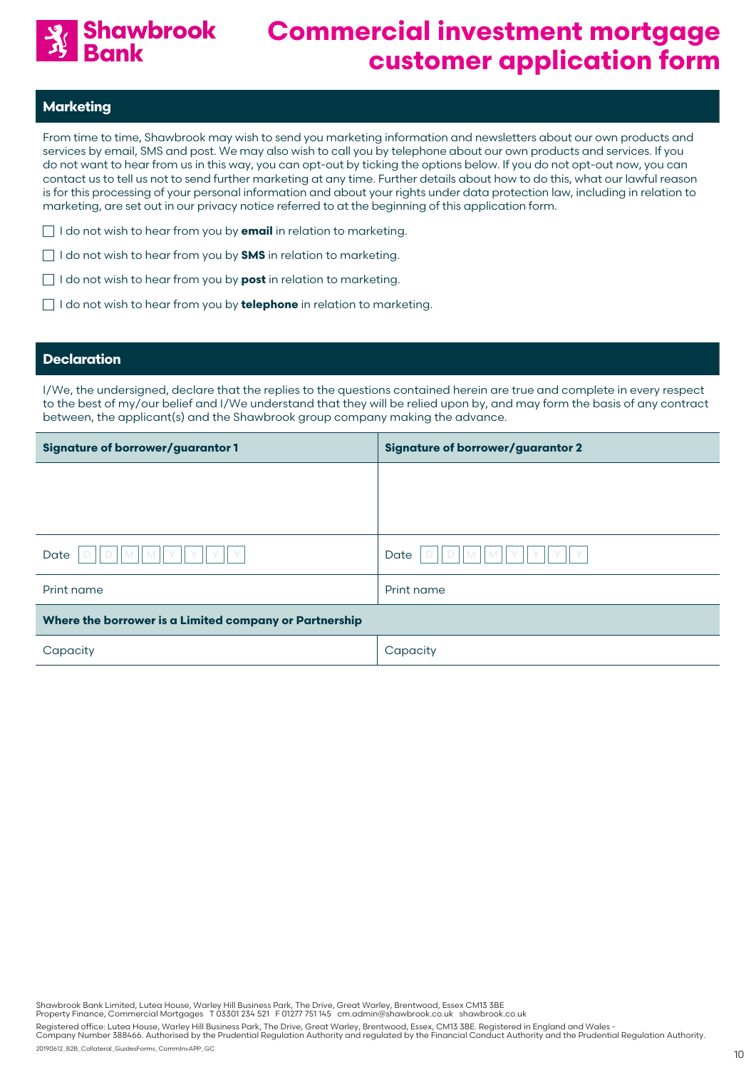# Commercial investment mortgage customer application form

## Marketing

From time to time, Shawbrook may wish to send you marketing information and newsletters about our own products and services by email, SMS and post. We may also wish to call you by telephone about our own products and services. If you do not want to hear from us in this way, you can opt-out by ticking the options below. If you do not opt-out now, you can contact us to tell us not to send further marketing at any time. Further details about how to do this, what our lawful reason is for this processing of your personal information and about your rights under data protection law, including in relation to marketing, are set out in our privacy notice referred to at the beginning of this application form.

☐ I do not wish to hear from you by **email** in relation to marketing.

☐ I do not wish to hear from you by **SMS** in relation to marketing.

☐ I do not wish to hear from you by **post** in relation to marketing.

☐ I do not wish to hear from you by **telephone** in relation to marketing.

## Declaration

I/We, the undersigned, declare that the replies to the questions contained herein are true and complete in every respect to the best of my/our belief and I/We understand that they will be relied upon by, and may form the basis of any contract between, the applicant(s) and the Shawbrook group company making the advance.

| **Signature of borrower/guarantor 1** | **Signature of borrower/guarantor 2** |
|---|---|
| | |
| Date D D M M Y Y Y Y | Date D D M M Y Y Y Y |
| Print name | Print name |
| **Where the borrower is a Limited company or Partnership** | |
| Capacity | Capacity |

Shawbrook Bank Limited, Lutea House, Warley Hill Business Park, The Drive, Great Warley, Brentwood, Essex CM13 3BE
Property Finance, Commercial Mortgages T 03301 234 521 F 01277 751 145 cm.admin@shawbrook.co.uk shawbrook.co.uk

Registered office: Lutea House, Warley Hill Business Park, The Drive, Great Warley, Brentwood, Essex, CM13 3BE. Registered in England and Wales - Company Number 388466. Authorised by the Prudential Regulation Authority and regulated by the Financial Conduct Authority and the Prudential Regulation Authority.

20190612_B2B_Collateral_GuidesForms_CommInvAPP_GC